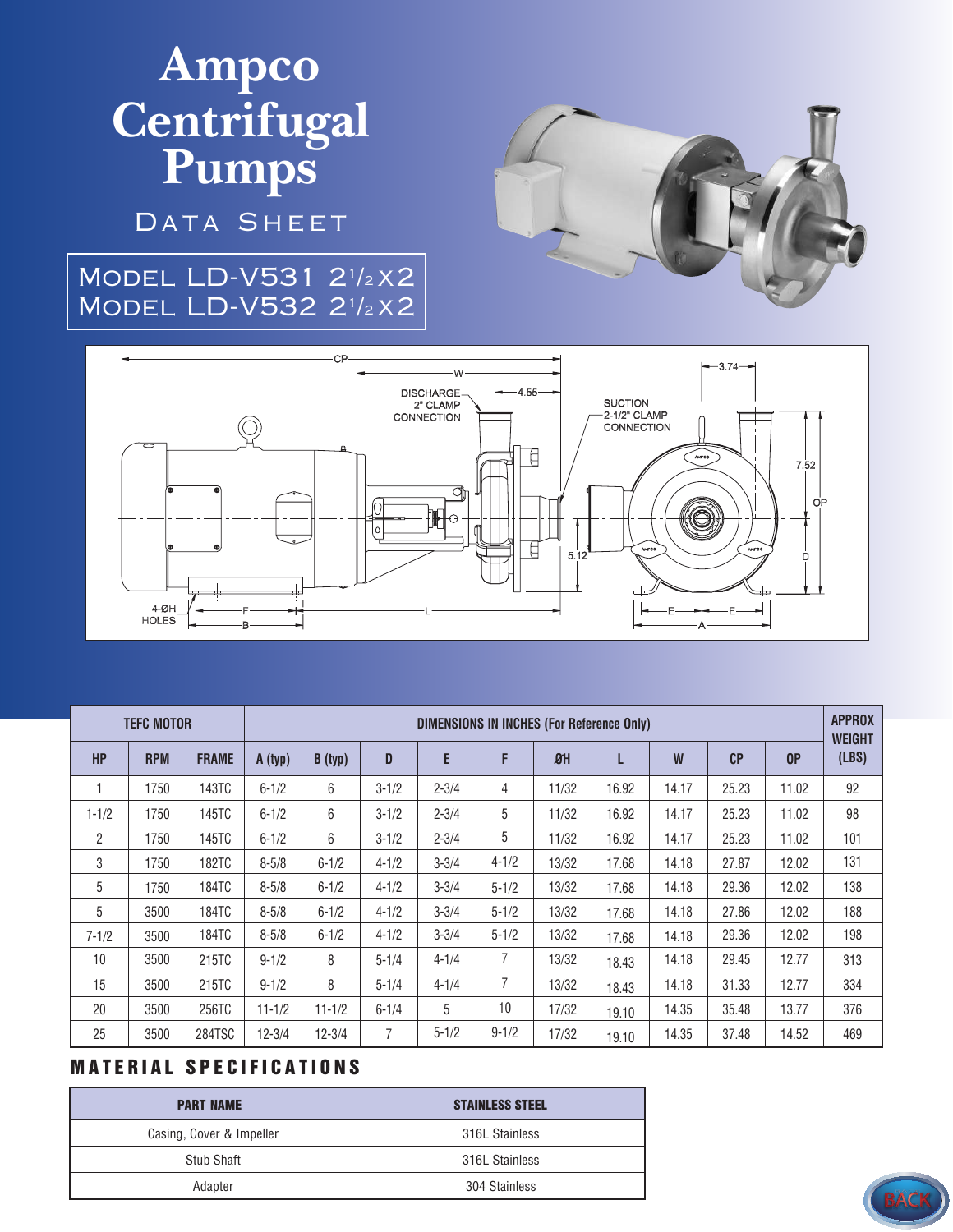# Ampco Centrifugal Pumps

## Data Sheet

**Model LD-V531 2½x2**
**Model LD-V532 2½x2**

DISCHARGE 2" CLAMP CONNECTION

SUCTION 2-1/2" CLAMP CONNECTION

4-ØH HOLES

| TEFC MOTOR | | | DIMENSIONS IN INCHES (For Reference Only) | | | | | | | | | | APPROX WEIGHT (LBS) |
|---|---|---|---|---|---|---|---|---|---|---|---|---|---|
| HP | RPM | FRAME | A (typ) | B (typ) | D | E | F | ØH | L | W | CP | OP | |
| 1 | 1750 | 143TC | 6-1/2 | 6 | 3-1/2 | 2-3/4 | 4 | 11/32 | 16.92 | 14.17 | 25.23 | 11.02 | 92 |
| 1-1/2 | 1750 | 145TC | 6-1/2 | 6 | 3-1/2 | 2-3/4 | 5 | 11/32 | 16.92 | 14.17 | 25.23 | 11.02 | 98 |
| 2 | 1750 | 145TC | 6-1/2 | 6 | 3-1/2 | 2-3/4 | 5 | 11/32 | 16.92 | 14.17 | 25.23 | 11.02 | 101 |
| 3 | 1750 | 182TC | 8-5/8 | 6-1/2 | 4-1/2 | 3-3/4 | 4-1/2 | 13/32 | 17.68 | 14.18 | 27.87 | 12.02 | 131 |
| 5 | 1750 | 184TC | 8-5/8 | 6-1/2 | 4-1/2 | 3-3/4 | 5-1/2 | 13/32 | 17.68 | 14.18 | 29.36 | 12.02 | 138 |
| 5 | 3500 | 184TC | 8-5/8 | 6-1/2 | 4-1/2 | 3-3/4 | 5-1/2 | 13/32 | 17.68 | 14.18 | 27.86 | 12.02 | 188 |
| 7-1/2 | 3500 | 184TC | 8-5/8 | 6-1/2 | 4-1/2 | 3-3/4 | 5-1/2 | 13/32 | 17.68 | 14.18 | 29.36 | 12.02 | 198 |
| 10 | 3500 | 215TC | 9-1/2 | 8 | 5-1/4 | 4-1/4 | 7 | 13/32 | 18.43 | 14.18 | 29.45 | 12.77 | 313 |
| 15 | 3500 | 215TC | 9-1/2 | 8 | 5-1/4 | 4-1/4 | 7 | 13/32 | 18.43 | 14.18 | 31.33 | 12.77 | 334 |
| 20 | 3500 | 256TC | 11-1/2 | 11-1/2 | 6-1/4 | 5 | 10 | 17/32 | 19.10 | 14.35 | 35.48 | 13.77 | 376 |
| 25 | 3500 | 284TSC | 12-3/4 | 12-3/4 | 7 | 5-1/2 | 9-1/2 | 17/32 | 19.10 | 14.35 | 37.48 | 14.52 | 469 |

## MATERIAL SPECIFICATIONS

| PART NAME | STAINLESS STEEL |
|---|---|
| Casing, Cover & Impeller | 316L Stainless |
| Stub Shaft | 316L Stainless |
| Adapter | 304 Stainless |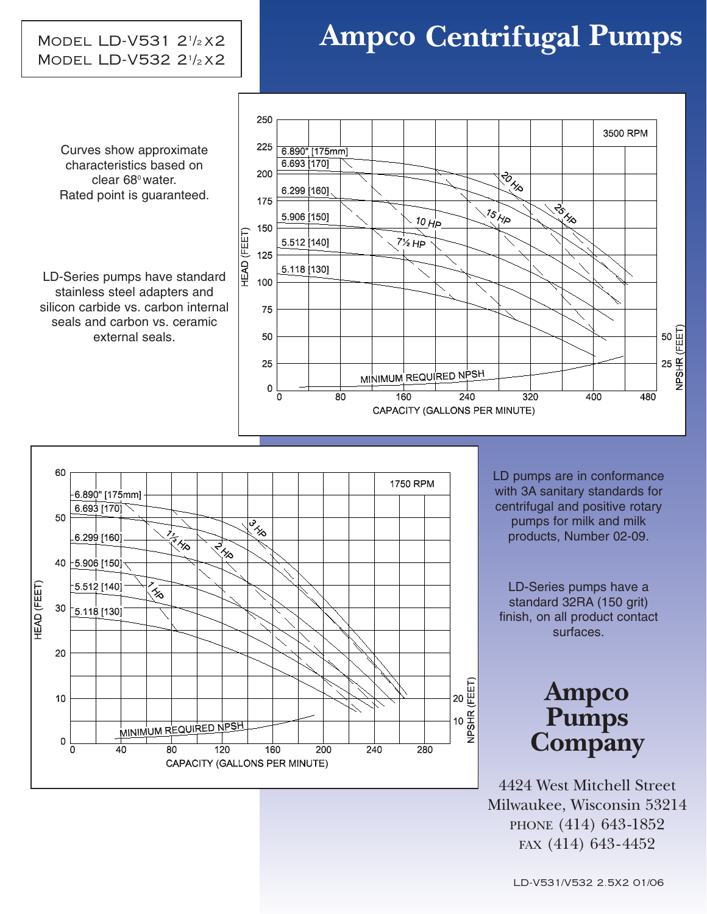Model LD-V531 2½x2
Model LD-V532 2½x2

# Ampco Centrifugal Pumps

Curves show approximate characteristics based on clear 68° water.
Rated point is guaranteed.

LD-Series pumps have standard stainless steel adapters and silicon carbide vs. carbon internal seals and carbon vs. ceramic external seals.

3500 RPM
6.890" [175mm]
6.693 [170]
6.299 [160]
5.906 [150]
5.512 [140]
5.118 [130]
20 HP
25 HP
15 HP
10 HP
7½ HP
MINIMUM REQUIRED NPSH
HEAD (FEET)
0 25 50 75 100 125 150 175 200 225 250
NPSHR (FEET)
25 50
CAPACITY (GALLONS PER MINUTE)
0 80 160 240 320 400 480

1750 RPM
6.890" [175mm]
6.693 [170]
6.299 [160]
5.906 [150]
5.512 [140]
5.118 [130]
3 HP
1½ HP
2 HP
1 HP
MINIMUM REQUIRED NPSH
HEAD (FEET)
0 10 20 30 40 50 60
NPSHR (FEET)
10 20
CAPACITY (GALLONS PER MINUTE)
0 40 80 120 160 200 240 280

LD pumps are in conformance with 3A sanitary standards for centrifugal and positive rotary pumps for milk and milk products, Number 02-09.

LD-Series pumps have a standard 32RA (150 grit) finish, on all product contact surfaces.

**Ampco Pumps Company**

4424 West Mitchell Street
Milwaukee, Wisconsin 53214
PHONE (414) 643-1852
FAX (414) 643-4452

LD-V531/V532 2.5X2 01/06